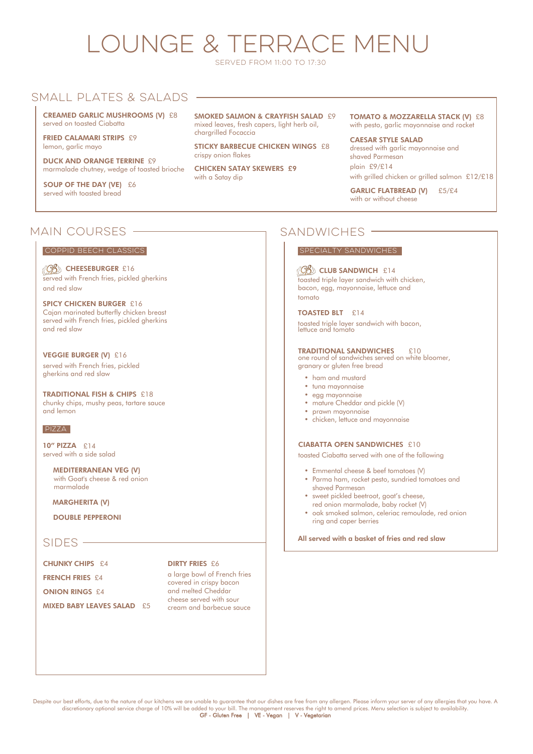# LOUNGE & TERRACE MENU

SERVED FROM 11:00 TO 17:30

## SMALL PLATES & SALADS

**CREAMED GARLIC MUSHROOMS (V)** £8
served on toasted Ciabatta

**FRIED CALAMARI STRIPS** £9
lemon, garlic mayo

**DUCK AND ORANGE TERRINE** £9
marmalade chutney, wedge of toasted brioche

**SOUP OF THE DAY (VE)** £6
served with toasted bread

**SMOKED SALMON & CRAYFISH SALAD** £9
mixed leaves, fresh capers, light herb oil, chargrilled Focaccia

**STICKY BARBECUE CHICKEN WINGS** £8
crispy onion flakes

**CHICKEN SATAY SKEWERS** £9
with a Satay dip

**TOMATO & MOZZARELLA STACK (V)** £8
with pesto, garlic mayonnaise and rocket

**CAESAR STYLE SALAD**
dressed with garlic mayonnaise and shaved Parmesan
plain £9/£14
with grilled chicken or grilled salmon £12/£18

**GARLIC FLATBREAD (V)** £5/£4
with or without cheese

## MAIN COURSES

### COPPID BEECH CLASSICS

**CHEESEBURGER** £16
served with French fries, pickled gherkins and red slaw

**SPICY CHICKEN BURGER** £16
Cajan marinated butterfly chicken breast served with French fries, pickled gherkins and red slaw

**VEGGIE BURGER (V)** £16
served with French fries, pickled gherkins and red slaw

**TRADITIONAL FISH & CHIPS** £18
chunky chips, mushy peas, tartare sauce and lemon

### PIZZA

**10" PIZZA** £14
served with a side salad

**MEDITERRANEAN VEG (V)**
with Goat's cheese & red onion marmalade

**MARGHERITA (V)**

**DOUBLE PEPPERONI**

## SIDES

**CHUNKY CHIPS** £4

**FRENCH FRIES** £4

**ONION RINGS** £4

**MIXED BABY LEAVES SALAD** £5

**DIRTY FRIES** £6
a large bowl of French fries covered in crispy bacon and melted Cheddar cheese served with sour cream and barbecue sauce

## SANDWICHES

### SPECIALTY SANDWICHES

**CLUB SANDWICH** £14
toasted triple layer sandwich with chicken, bacon, egg, mayonnaise, lettuce and tomato

**TOASTED BLT** £14
toasted triple layer sandwich with bacon, lettuce and tomato

**TRADITIONAL SANDWICHES** £10
one round of sandwiches served on white bloomer, granary or gluten free bread

- ham and mustard
- tuna mayonnaise
- egg mayonnaise
- mature Cheddar and pickle (V)
- prawn mayonnaise
- chicken, lettuce and mayonnaise

**CIABATTA OPEN SANDWICHES** £10
toasted Ciabatta served with one of the following

- Emmental cheese & beef tomatoes (V)
- Parma ham, rocket pesto, sundried tomatoes and shaved Parmesan
- sweet pickled beetroot, goat's cheese, red onion marmalade, baby rocket (V)
- oak smoked salmon, celeriac remoulade, red onion ring and caper berries

**All served with a basket of fries and red slaw**

Despite our best efforts, due to the nature of our kitchens we are unable to guarantee that our dishes are free from any allergen. Please inform your server of any allergies that you have. A discretionary optional service charge of 10% will be added to your bill. The management reserves the right to amend prices. Menu selection is subject to availability.

GF - Gluten Free | VE - Vegan | V - Vegetarian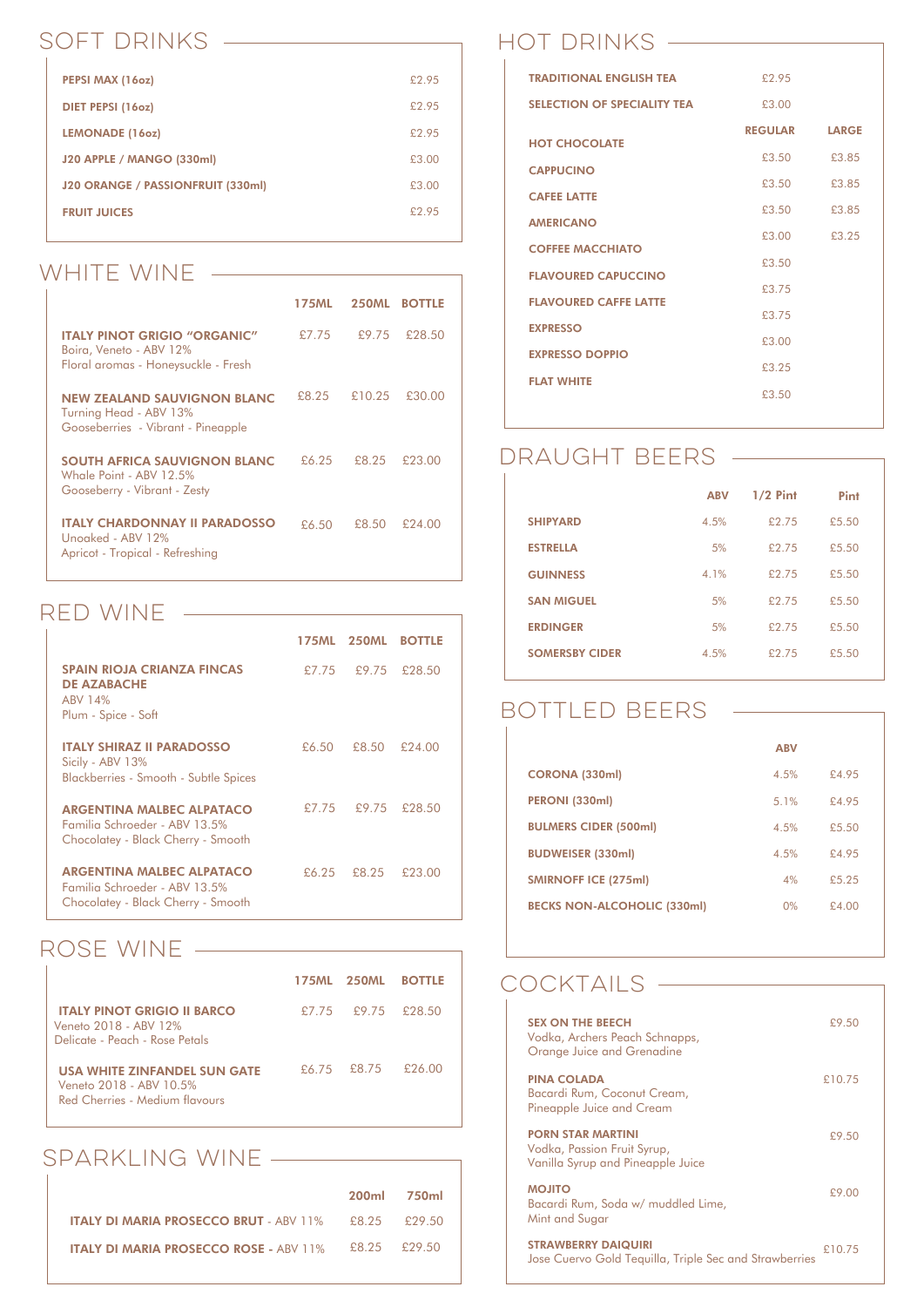## SOFT DRINKS

| | |
|---|---|
| PEPSI MAX (16oz) | £2.95 |
| DIET PEPSI (16oz) | £2.95 |
| LEMONADE (16oz) | £2.95 |
| J20 APPLE / MANGO (330ml) | £3.00 |
| J20 ORANGE / PASSIONFRUIT (330ml) | £3.00 |
| FRUIT JUICES | £2.95 |

## WHITE WINE

| | 175ML | 250ML | BOTTLE |
|---|---|---|---|
| **ITALY PINOT GRIGIO "ORGANIC"** Boira, Veneto - ABV 12% Floral aromas - Honeysuckle - Fresh | £7.75 | £9.75 | £28.50 |
| **NEW ZEALAND SAUVIGNON BLANC** Turning Head - ABV 13% Gooseberries - Vibrant - Pineapple | £8.25 | £10.25 | £30.00 |
| **SOUTH AFRICA SAUVIGNON BLANC** Whale Point - ABV 12.5% Gooseberry - Vibrant - Zesty | £6.25 | £8.25 | £23.00 |
| **ITALY CHARDONNAY II PARADOSSO** Unoaked - ABV 12% Apricot - Tropical - Refreshing | £6.50 | £8.50 | £24.00 |

## RED WINE

| | 175ML | 250ML | BOTTLE |
|---|---|---|---|
| **SPAIN RIOJA CRIANZA FINCAS DE AZABACHE** ABV 14% Plum - Spice - Soft | £7.75 | £9.75 | £28.50 |
| **ITALY SHIRAZ II PARADOSSO** Sicily - ABV 13% Blackberries - Smooth - Subtle Spices | £6.50 | £8.50 | £24.00 |
| **ARGENTINA MALBEC ALPATACO** Familia Schroeder - ABV 13.5% Chocolatey - Black Cherry - Smooth | £7.75 | £9.75 | £28.50 |
| **ARGENTINA MALBEC ALPATACO** Familia Schroeder - ABV 13.5% Chocolatey - Black Cherry - Smooth | £6.25 | £8.25 | £23.00 |

## ROSE WINE

| | 175ML | 250ML | BOTTLE |
|---|---|---|---|
| **ITALY PINOT GRIGIO II BARCO** Veneto 2018 - ABV 12% Delicate - Peach - Rose Petals | £7.75 | £9.75 | £28.50 |
| **USA WHITE ZINFANDEL SUN GATE** Veneto 2018 - ABV 10.5% Red Cherries - Medium flavours | £6.75 | £8.75 | £26.00 |

## SPARKLING WINE

| | 200ml | 750ml |
|---|---|---|
| **ITALY DI MARIA PROSECCO BRUT** - ABV 11% | £8.25 | £29.50 |
| **ITALY DI MARIA PROSECCO ROSE** - ABV 11% | £8.25 | £29.50 |

## HOT DRINKS

| | REGULAR | LARGE |
|---|---|---|
| TRADITIONAL ENGLISH TEA | £2.95 | |
| SELECTION OF SPECIALITY TEA | £3.00 | |
| HOT CHOCOLATE | £3.50 | £3.85 |
| CAPPUCINO | £3.50 | £3.85 |
| CAFEE LATTE | £3.50 | £3.85 |
| AMERICANO | £3.00 | £3.25 |
| COFFEE MACCHIATO | £3.50 | |
| FLAVOURED CAPUCCINO | £3.75 | |
| FLAVOURED CAFFE LATTE | £3.75 | |
| EXPRESSO | £3.00 | |
| EXPRESSO DOPPIO | £3.25 | |
| FLAT WHITE | £3.50 | |

## DRAUGHT BEERS

| | ABV | 1/2 Pint | Pint |
|---|---|---|---|
| SHIPYARD | 4.5% | £2.75 | £5.50 |
| ESTRELLA | 5% | £2.75 | £5.50 |
| GUINNESS | 4.1% | £2.75 | £5.50 |
| SAN MIGUEL | 5% | £2.75 | £5.50 |
| ERDINGER | 5% | £2.75 | £5.50 |
| SOMERSBY CIDER | 4.5% | £2.75 | £5.50 |

## BOTTLED BEERS

| | ABV | |
|---|---|---|
| CORONA (330ml) | 4.5% | £4.95 |
| PERONI (330ml) | 5.1% | £4.95 |
| BULMERS CIDER (500ml) | 4.5% | £5.50 |
| BUDWEISER (330ml) | 4.5% | £4.95 |
| SMIRNOFF ICE (275ml) | 4% | £5.25 |
| BECKS NON-ALCOHOLIC (330ml) | 0% | £4.00 |

## COCKTAILS

| | |
|---|---|
| **SEX ON THE BEECH** Vodka, Archers Peach Schnapps, Orange Juice and Grenadine | £9.50 |
| **PINA COLADA** Bacardi Rum, Coconut Cream, Pineapple Juice and Cream | £10.75 |
| **PORN STAR MARTINI** Vodka, Passion Fruit Syrup, Vanilla Syrup and Pineapple Juice | £9.50 |
| **MOJITO** Bacardi Rum, Soda w/ muddled Lime, Mint and Sugar | £9.00 |
| **STRAWBERRY DAIQUIRI** Jose Cuervo Gold Tequilla, Triple Sec and Strawberries | £10.75 |